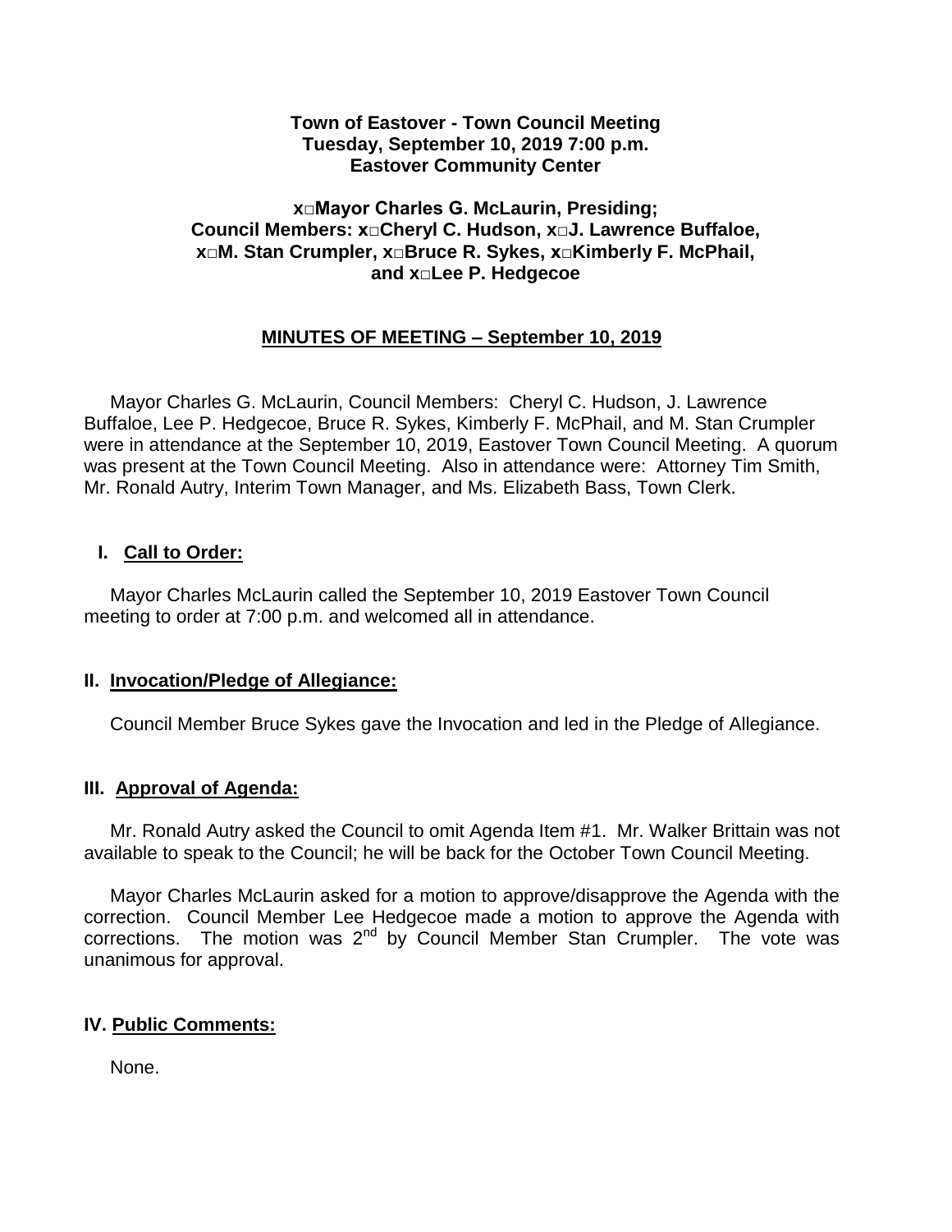**Town of Eastover - Town Council Meeting**
**Tuesday, September 10, 2019 7:00 p.m.**
**Eastover Community Center**

**x□Mayor Charles G. McLaurin, Presiding;**
**Council Members: x□Cheryl C. Hudson, x□J. Lawrence Buffaloe,**
**x□M. Stan Crumpler, x□Bruce R. Sykes, x□Kimberly F. McPhail,**
**and x□Lee P. Hedgecoe**

## MINUTES OF MEETING – September 10, 2019

Mayor Charles G. McLaurin, Council Members: Cheryl C. Hudson, J. Lawrence Buffaloe, Lee P. Hedgecoe, Bruce R. Sykes, Kimberly F. McPhail, and M. Stan Crumpler were in attendance at the September 10, 2019, Eastover Town Council Meeting. A quorum was present at the Town Council Meeting. Also in attendance were: Attorney Tim Smith, Mr. Ronald Autry, Interim Town Manager, and Ms. Elizabeth Bass, Town Clerk.

### I. Call to Order:

Mayor Charles McLaurin called the September 10, 2019 Eastover Town Council meeting to order at 7:00 p.m. and welcomed all in attendance.

### II. Invocation/Pledge of Allegiance:

Council Member Bruce Sykes gave the Invocation and led in the Pledge of Allegiance.

### III. Approval of Agenda:

Mr. Ronald Autry asked the Council to omit Agenda Item #1. Mr. Walker Brittain was not available to speak to the Council; he will be back for the October Town Council Meeting.

Mayor Charles McLaurin asked for a motion to approve/disapprove the Agenda with the correction. Council Member Lee Hedgecoe made a motion to approve the Agenda with corrections. The motion was 2nd by Council Member Stan Crumpler. The vote was unanimous for approval.

### IV. Public Comments:

None.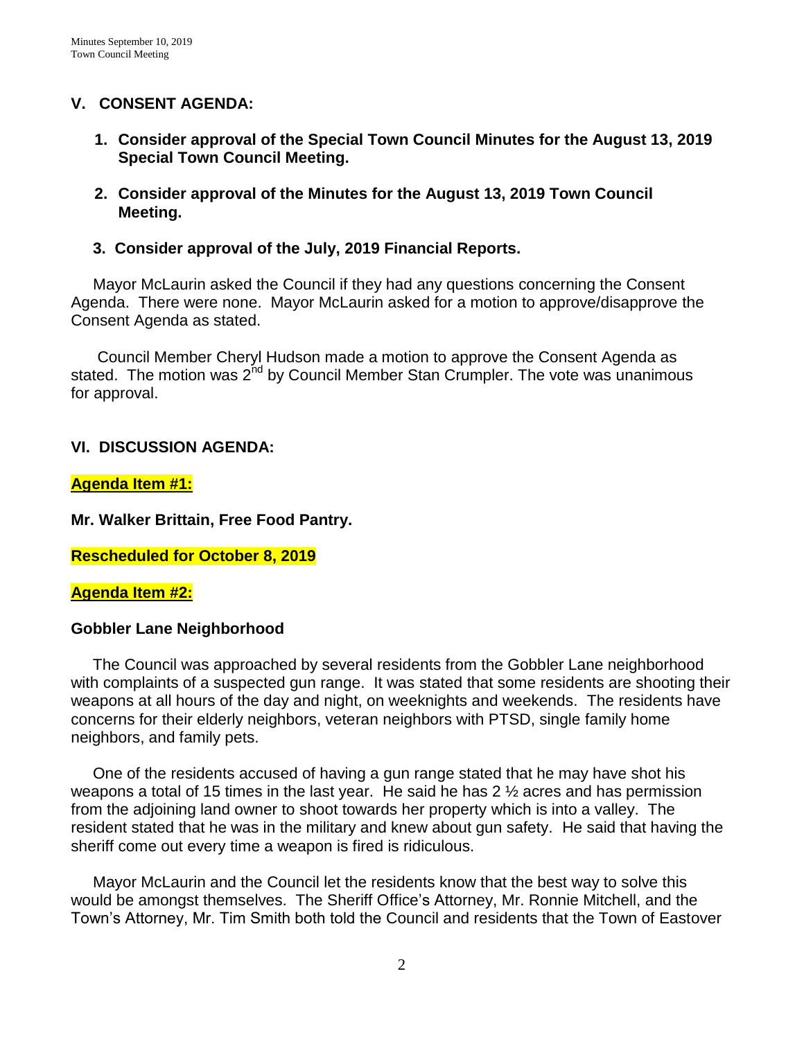## V. CONSENT AGENDA:

1. **Consider approval of the Special Town Council Minutes for the August 13, 2019 Special Town Council Meeting.**

2. **Consider approval of the Minutes for the August 13, 2019 Town Council Meeting.**

3. **Consider approval of the July, 2019 Financial Reports.**

Mayor McLaurin asked the Council if they had any questions concerning the Consent Agenda. There were none. Mayor McLaurin asked for a motion to approve/disapprove the Consent Agenda as stated.

Council Member Cheryl Hudson made a motion to approve the Consent Agenda as stated. The motion was 2nd by Council Member Stan Crumpler. The vote was unanimous for approval.

## VI. DISCUSSION AGENDA:

**Agenda Item #1:**

**Mr. Walker Brittain, Free Food Pantry.**

**Rescheduled for October 8, 2019**

**Agenda Item #2:**

**Gobbler Lane Neighborhood**

The Council was approached by several residents from the Gobbler Lane neighborhood with complaints of a suspected gun range. It was stated that some residents are shooting their weapons at all hours of the day and night, on weeknights and weekends. The residents have concerns for their elderly neighbors, veteran neighbors with PTSD, single family home neighbors, and family pets.

One of the residents accused of having a gun range stated that he may have shot his weapons a total of 15 times in the last year. He said he has 2 ½ acres and has permission from the adjoining land owner to shoot towards her property which is into a valley. The resident stated that he was in the military and knew about gun safety. He said that having the sheriff come out every time a weapon is fired is ridiculous.

Mayor McLaurin and the Council let the residents know that the best way to solve this would be amongst themselves. The Sheriff Office's Attorney, Mr. Ronnie Mitchell, and the Town's Attorney, Mr. Tim Smith both told the Council and residents that the Town of Eastover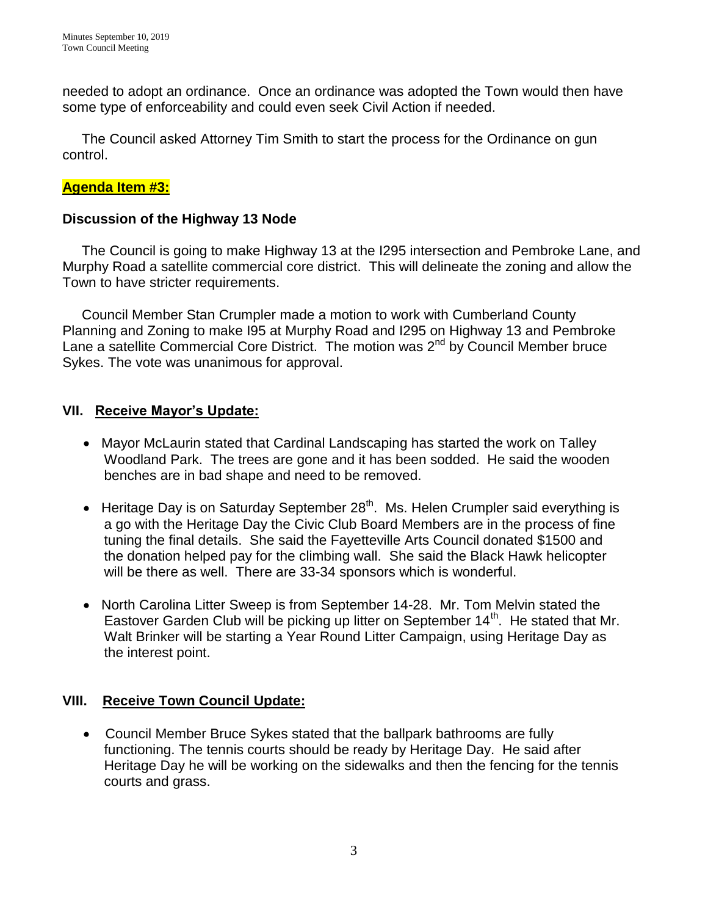needed to adopt an ordinance. Once an ordinance was adopted the Town would then have some type of enforceability and could even seek Civil Action if needed.

The Council asked Attorney Tim Smith to start the process for the Ordinance on gun control.

**Agenda Item #3:**

**Discussion of the Highway 13 Node**

The Council is going to make Highway 13 at the I295 intersection and Pembroke Lane, and Murphy Road a satellite commercial core district. This will delineate the zoning and allow the Town to have stricter requirements.

Council Member Stan Crumpler made a motion to work with Cumberland County Planning and Zoning to make I95 at Murphy Road and I295 on Highway 13 and Pembroke Lane a satellite Commercial Core District. The motion was 2nd by Council Member bruce Sykes. The vote was unanimous for approval.

## VII. Receive Mayor's Update:

- Mayor McLaurin stated that Cardinal Landscaping has started the work on Talley Woodland Park. The trees are gone and it has been sodded. He said the wooden benches are in bad shape and need to be removed.
- Heritage Day is on Saturday September 28th. Ms. Helen Crumpler said everything is a go with the Heritage Day the Civic Club Board Members are in the process of fine tuning the final details. She said the Fayetteville Arts Council donated $1500 and the donation helped pay for the climbing wall. She said the Black Hawk helicopter will be there as well. There are 33-34 sponsors which is wonderful.
- North Carolina Litter Sweep is from September 14-28. Mr. Tom Melvin stated the Eastover Garden Club will be picking up litter on September 14th. He stated that Mr. Walt Brinker will be starting a Year Round Litter Campaign, using Heritage Day as the interest point.

## VIII. Receive Town Council Update:

- Council Member Bruce Sykes stated that the ballpark bathrooms are fully functioning. The tennis courts should be ready by Heritage Day. He said after Heritage Day he will be working on the sidewalks and then the fencing for the tennis courts and grass.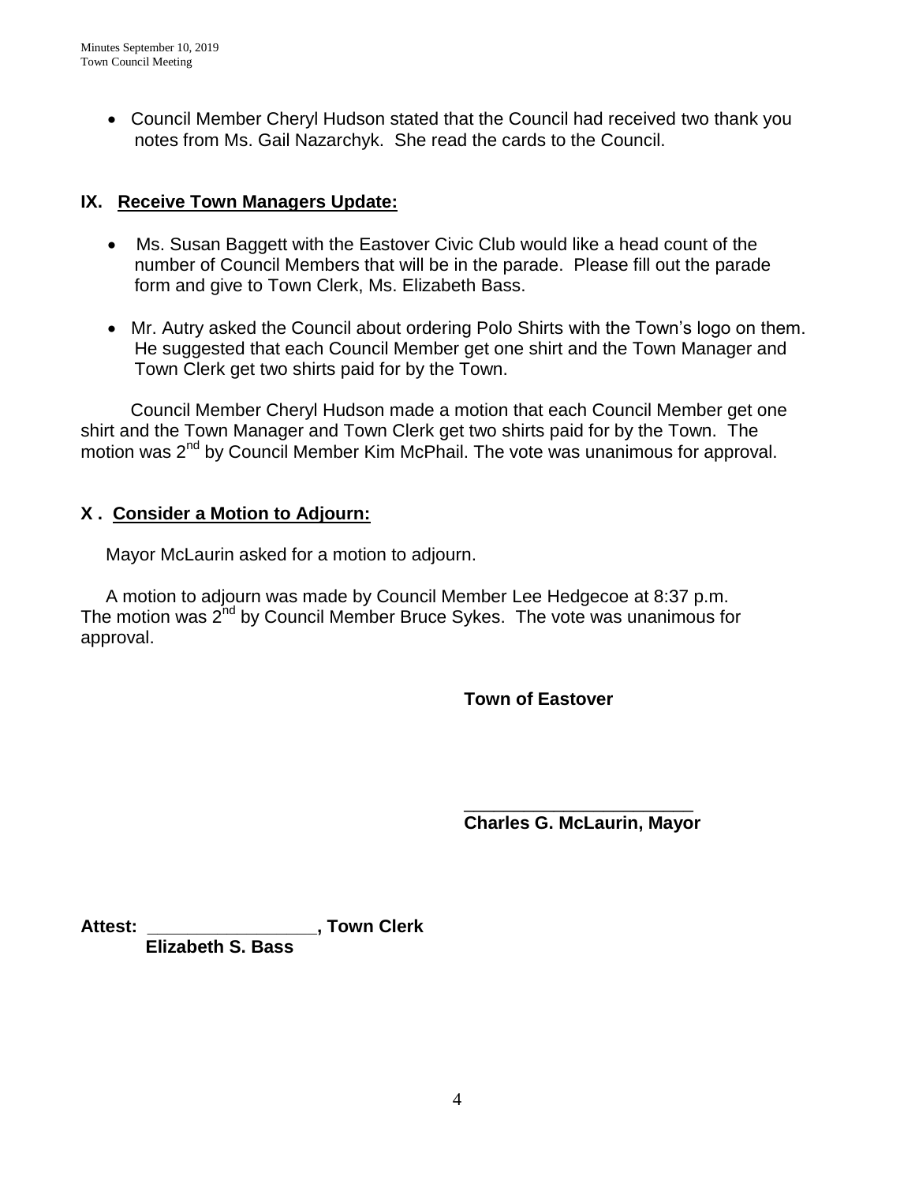- Council Member Cheryl Hudson stated that the Council had received two thank you notes from Ms. Gail Nazarchyk. She read the cards to the Council.

## IX. Receive Town Managers Update:

- Ms. Susan Baggett with the Eastover Civic Club would like a head count of the number of Council Members that will be in the parade. Please fill out the parade form and give to Town Clerk, Ms. Elizabeth Bass.

- Mr. Autry asked the Council about ordering Polo Shirts with the Town's logo on them. He suggested that each Council Member get one shirt and the Town Manager and Town Clerk get two shirts paid for by the Town.

Council Member Cheryl Hudson made a motion that each Council Member get one shirt and the Town Manager and Town Clerk get two shirts paid for by the Town. The motion was 2nd by Council Member Kim McPhail. The vote was unanimous for approval.

## X . Consider a Motion to Adjourn:

Mayor McLaurin asked for a motion to adjourn.

A motion to adjourn was made by Council Member Lee Hedgecoe at 8:37 p.m. The motion was 2nd by Council Member Bruce Sykes. The vote was unanimous for approval.

**Town of Eastover**

\_\_\_\_\_\_\_\_\_\_\_\_\_\_\_\_\_\_\_\_\_\_\_
**Charles G. McLaurin, Mayor**

**Attest: \_\_\_\_\_\_\_\_\_\_\_\_\_\_\_\_\_, Town Clerk**
**Elizabeth S. Bass**